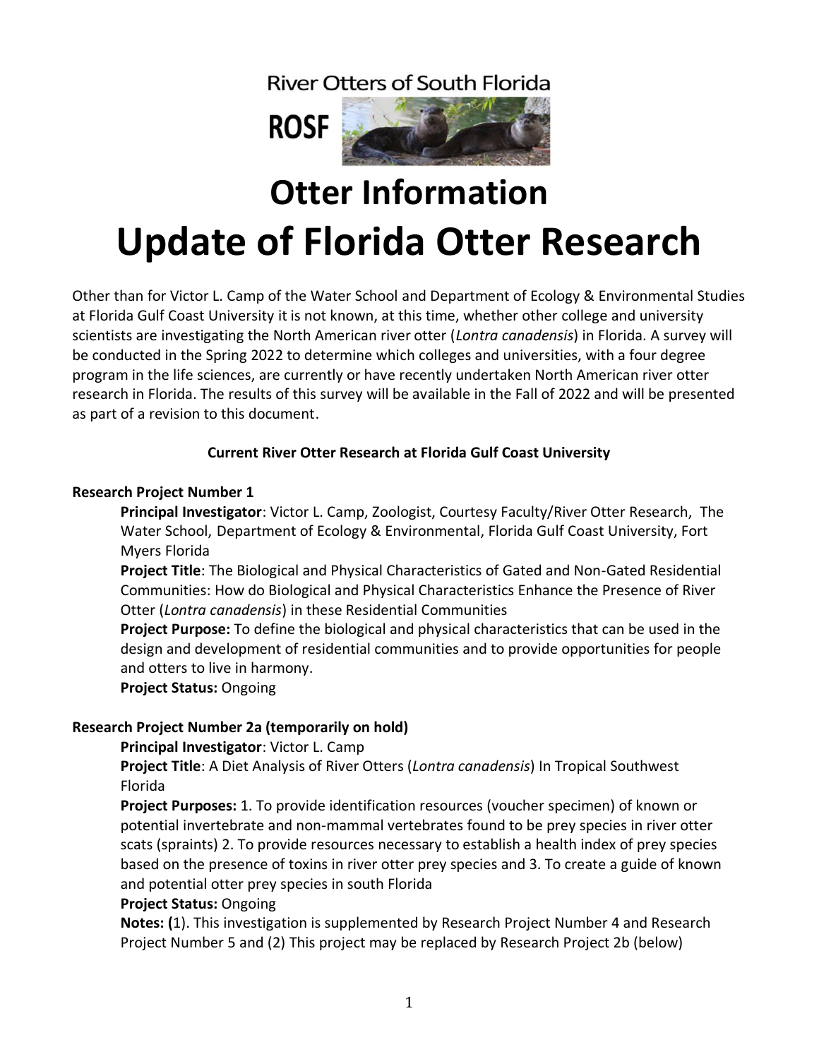River Otters of South Florida

ROSF

# Otter Information
# Update of Florida Otter Research

Other than for Victor L. Camp of the Water School and Department of Ecology & Environmental Studies at Florida Gulf Coast University it is not known, at this time, whether other college and university scientists are investigating the North American river otter (*Lontra canadensis*) in Florida. A survey will be conducted in the Spring 2022 to determine which colleges and universities, with a four degree program in the life sciences, are currently or have recently undertaken North American river otter research in Florida. The results of this survey will be available in the Fall of 2022 and will be presented as part of a revision to this document.

**Current River Otter Research at Florida Gulf Coast University**

**Research Project Number 1**

**Principal Investigator**: Victor L. Camp, Zoologist, Courtesy Faculty/River Otter Research, The Water School, Department of Ecology & Environmental, Florida Gulf Coast University, Fort Myers Florida

**Project Title**: The Biological and Physical Characteristics of Gated and Non-Gated Residential Communities: How do Biological and Physical Characteristics Enhance the Presence of River Otter (*Lontra canadensis*) in these Residential Communities

**Project Purpose:** To define the biological and physical characteristics that can be used in the design and development of residential communities and to provide opportunities for people and otters to live in harmony.

**Project Status:** Ongoing

**Research Project Number 2a (temporarily on hold)**

**Principal Investigator**: Victor L. Camp

**Project Title**: A Diet Analysis of River Otters (*Lontra canadensis*) In Tropical Southwest Florida

**Project Purposes:** 1. To provide identification resources (voucher specimen) of known or potential invertebrate and non-mammal vertebrates found to be prey species in river otter scats (spraints) 2. To provide resources necessary to establish a health index of prey species based on the presence of toxins in river otter prey species and 3. To create a guide of known and potential otter prey species in south Florida

**Project Status:** Ongoing

**Notes: (**1). This investigation is supplemented by Research Project Number 4 and Research Project Number 5 and (2) This project may be replaced by Research Project 2b (below)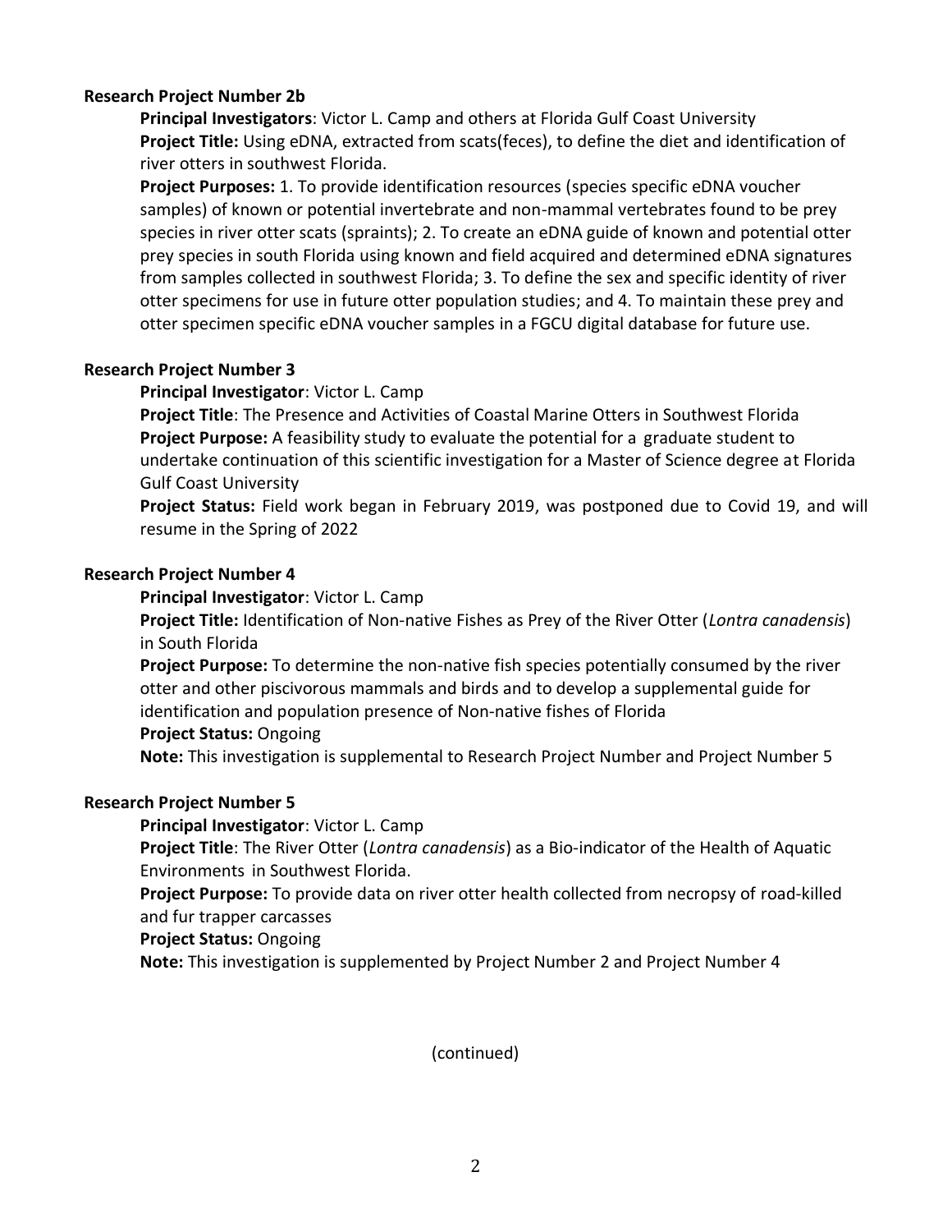**Research Project Number 2b**

**Principal Investigators**: Victor L. Camp and others at Florida Gulf Coast University

**Project Title:** Using eDNA, extracted from scats(feces), to define the diet and identification of river otters in southwest Florida.

**Project Purposes:** 1. To provide identification resources (species specific eDNA voucher samples) of known or potential invertebrate and non-mammal vertebrates found to be prey species in river otter scats (spraints); 2. To create an eDNA guide of known and potential otter prey species in south Florida using known and field acquired and determined eDNA signatures from samples collected in southwest Florida; 3. To define the sex and specific identity of river otter specimens for use in future otter population studies; and 4. To maintain these prey and otter specimen specific eDNA voucher samples in a FGCU digital database for future use.

**Research Project Number 3**

**Principal Investigator**: Victor L. Camp

**Project Title**: The Presence and Activities of Coastal Marine Otters in Southwest Florida

**Project Purpose:** A feasibility study to evaluate the potential for a graduate student to undertake continuation of this scientific investigation for a Master of Science degree at Florida Gulf Coast University

**Project Status:** Field work began in February 2019, was postponed due to Covid 19, and will resume in the Spring of 2022

**Research Project Number 4**

**Principal Investigator**: Victor L. Camp

**Project Title:** Identification of Non-native Fishes as Prey of the River Otter (*Lontra canadensis*) in South Florida

**Project Purpose:** To determine the non-native fish species potentially consumed by the river otter and other piscivorous mammals and birds and to develop a supplemental guide for identification and population presence of Non-native fishes of Florida

**Project Status:** Ongoing

**Note:** This investigation is supplemental to Research Project Number and Project Number 5

**Research Project Number 5**

**Principal Investigator**: Victor L. Camp

**Project Title**: The River Otter (*Lontra canadensis*) as a Bio-indicator of the Health of Aquatic Environments in Southwest Florida.

**Project Purpose:** To provide data on river otter health collected from necropsy of road-killed and fur trapper carcasses

**Project Status:** Ongoing

**Note:** This investigation is supplemented by Project Number 2 and Project Number 4

(continued)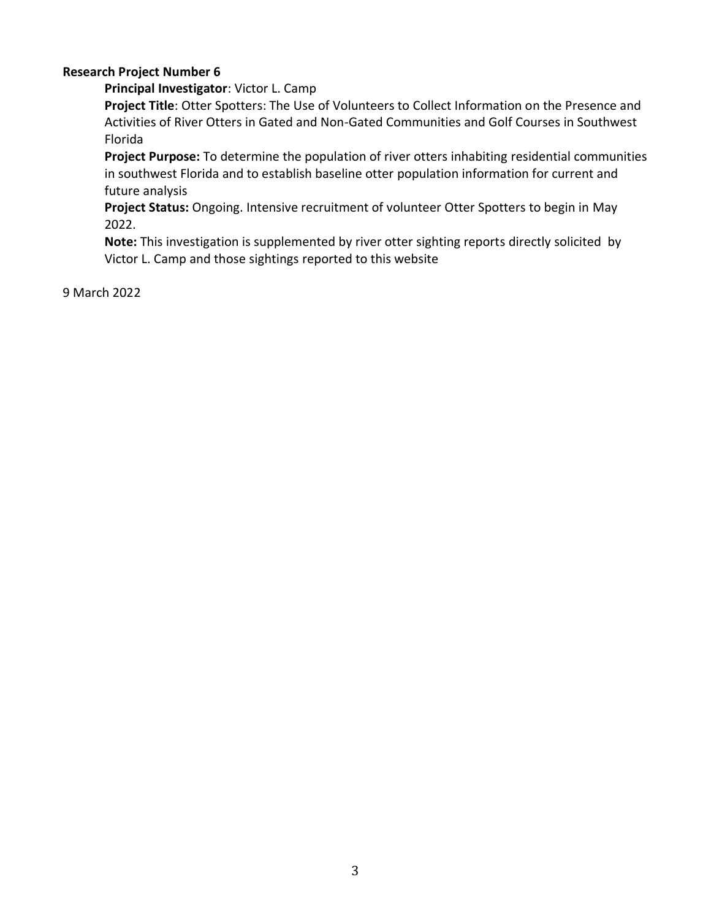**Research Project Number 6**

**Principal Investigator**: Victor L. Camp

**Project Title**: Otter Spotters: The Use of Volunteers to Collect Information on the Presence and Activities of River Otters in Gated and Non-Gated Communities and Golf Courses in Southwest Florida

**Project Purpose:** To determine the population of river otters inhabiting residential communities in southwest Florida and to establish baseline otter population information for current and future analysis

**Project Status:** Ongoing. Intensive recruitment of volunteer Otter Spotters to begin in May 2022.

**Note:** This investigation is supplemented by river otter sighting reports directly solicited by Victor L. Camp and those sightings reported to this website

9 March 2022